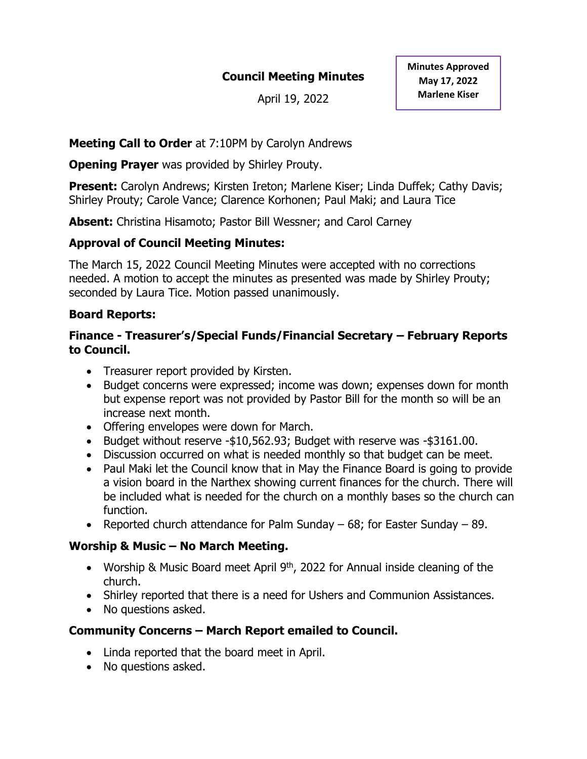# Council Meeting Minutes

April 19, 2022

**Minutes Approved**
**May 17, 2022**
**Marlene Kiser**

**Meeting Call to Order** at 7:10PM by Carolyn Andrews

**Opening Prayer** was provided by Shirley Prouty.

**Present:** Carolyn Andrews; Kirsten Ireton; Marlene Kiser; Linda Duffek; Cathy Davis; Shirley Prouty; Carole Vance; Clarence Korhonen; Paul Maki; and Laura Tice

**Absent:** Christina Hisamoto; Pastor Bill Wessner; and Carol Carney

## Approval of Council Meeting Minutes:

The March 15, 2022 Council Meeting Minutes were accepted with no corrections needed. A motion to accept the minutes as presented was made by Shirley Prouty; seconded by Laura Tice. Motion passed unanimously.

## Board Reports:

### Finance - Treasurer's/Special Funds/Financial Secretary – February Reports to Council.

- Treasurer report provided by Kirsten.
- Budget concerns were expressed; income was down; expenses down for month but expense report was not provided by Pastor Bill for the month so will be an increase next month.
- Offering envelopes were down for March.
- Budget without reserve -$10,562.93; Budget with reserve was -$3161.00.
- Discussion occurred on what is needed monthly so that budget can be meet.
- Paul Maki let the Council know that in May the Finance Board is going to provide a vision board in the Narthex showing current finances for the church. There will be included what is needed for the church on a monthly bases so the church can function.
- Reported church attendance for Palm Sunday – 68; for Easter Sunday – 89.

### Worship & Music – No March Meeting.

- Worship & Music Board meet April 9th, 2022 for Annual inside cleaning of the church.
- Shirley reported that there is a need for Ushers and Communion Assistances.
- No questions asked.

### Community Concerns – March Report emailed to Council.

- Linda reported that the board meet in April.
- No questions asked.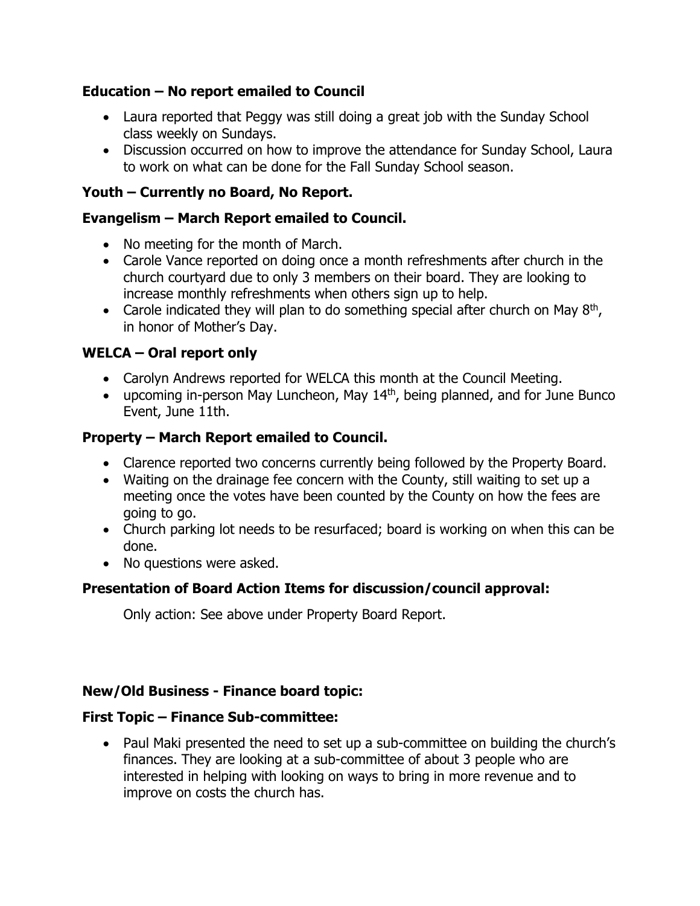**Education – No report emailed to Council**

- Laura reported that Peggy was still doing a great job with the Sunday School class weekly on Sundays.
- Discussion occurred on how to improve the attendance for Sunday School, Laura to work on what can be done for the Fall Sunday School season.

**Youth – Currently no Board, No Report.**

**Evangelism – March Report emailed to Council.**

- No meeting for the month of March.
- Carole Vance reported on doing once a month refreshments after church in the church courtyard due to only 3 members on their board. They are looking to increase monthly refreshments when others sign up to help.
- Carole indicated they will plan to do something special after church on May 8th, in honor of Mother's Day.

**WELCA – Oral report only**

- Carolyn Andrews reported for WELCA this month at the Council Meeting.
- upcoming in-person May Luncheon, May 14th, being planned, and for June Bunco Event, June 11th.

**Property – March Report emailed to Council.**

- Clarence reported two concerns currently being followed by the Property Board.
- Waiting on the drainage fee concern with the County, still waiting to set up a meeting once the votes have been counted by the County on how the fees are going to go.
- Church parking lot needs to be resurfaced; board is working on when this can be done.
- No questions were asked.

**Presentation of Board Action Items for discussion/council approval:**

Only action: See above under Property Board Report.

**New/Old Business - Finance board topic:**

**First Topic – Finance Sub-committee:**

- Paul Maki presented the need to set up a sub-committee on building the church's finances. They are looking at a sub-committee of about 3 people who are interested in helping with looking on ways to bring in more revenue and to improve on costs the church has.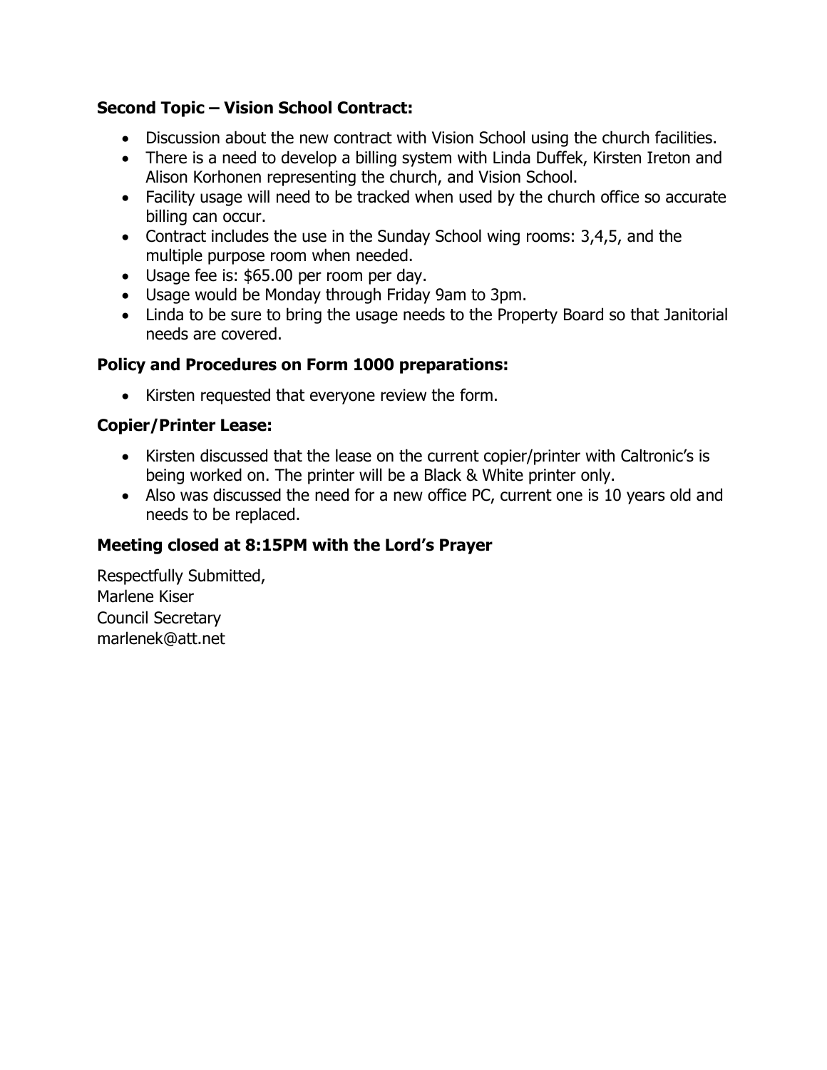**Second Topic – Vision School Contract:**

- Discussion about the new contract with Vision School using the church facilities.
- There is a need to develop a billing system with Linda Duffek, Kirsten Ireton and Alison Korhonen representing the church, and Vision School.
- Facility usage will need to be tracked when used by the church office so accurate billing can occur.
- Contract includes the use in the Sunday School wing rooms: 3,4,5, and the multiple purpose room when needed.
- Usage fee is: $65.00 per room per day.
- Usage would be Monday through Friday 9am to 3pm.
- Linda to be sure to bring the usage needs to the Property Board so that Janitorial needs are covered.

**Policy and Procedures on Form 1000 preparations:**

- Kirsten requested that everyone review the form.

**Copier/Printer Lease:**

- Kirsten discussed that the lease on the current copier/printer with Caltronic's is being worked on. The printer will be a Black & White printer only.
- Also was discussed the need for a new office PC, current one is 10 years old and needs to be replaced.

**Meeting closed at 8:15PM with the Lord's Prayer**

Respectfully Submitted,
Marlene Kiser
Council Secretary
marlenek@att.net